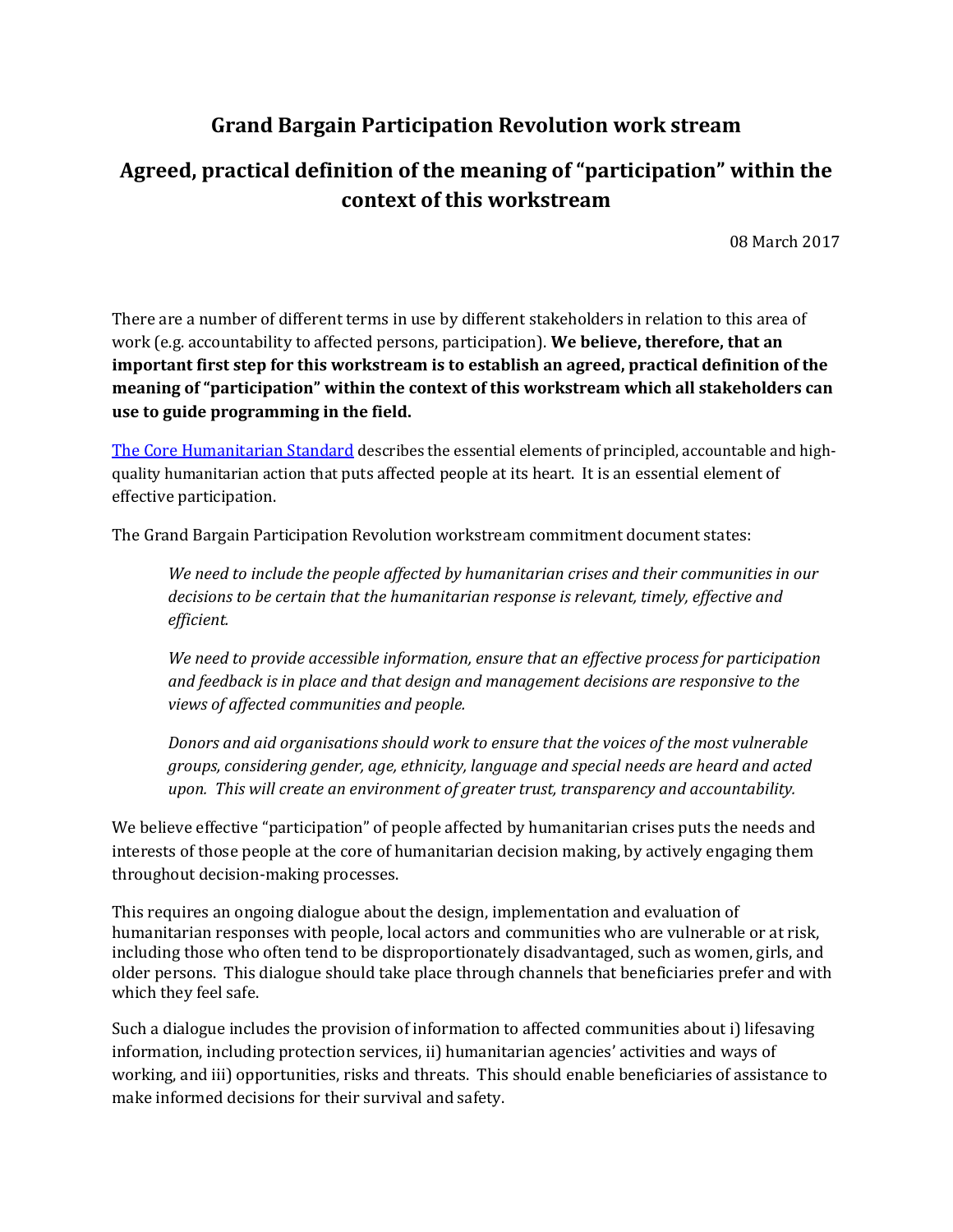# Grand Bargain Participation Revolution work stream

## Agreed, practical definition of the meaning of "participation" within the context of this workstream

08 March 2017

There are a number of different terms in use by different stakeholders in relation to this area of work (e.g. accountability to affected persons, participation). **We believe, therefore, that an important first step for this workstream is to establish an agreed, practical definition of the meaning of "participation" within the context of this workstream which all stakeholders can use to guide programming in the field.**

[The Core Humanitarian Standard](#) describes the essential elements of principled, accountable and high-quality humanitarian action that puts affected people at its heart. It is an essential element of effective participation.

The Grand Bargain Participation Revolution workstream commitment document states:

> *We need to include the people affected by humanitarian crises and their communities in our decisions to be certain that the humanitarian response is relevant, timely, effective and efficient.*
>
> *We need to provide accessible information, ensure that an effective process for participation and feedback is in place and that design and management decisions are responsive to the views of affected communities and people.*
>
> *Donors and aid organisations should work to ensure that the voices of the most vulnerable groups, considering gender, age, ethnicity, language and special needs are heard and acted upon. This will create an environment of greater trust, transparency and accountability.*

We believe effective "participation" of people affected by humanitarian crises puts the needs and interests of those people at the core of humanitarian decision making, by actively engaging them throughout decision-making processes.

This requires an ongoing dialogue about the design, implementation and evaluation of humanitarian responses with people, local actors and communities who are vulnerable or at risk, including those who often tend to be disproportionately disadvantaged, such as women, girls, and older persons. This dialogue should take place through channels that beneficiaries prefer and with which they feel safe.

Such a dialogue includes the provision of information to affected communities about i) lifesaving information, including protection services, ii) humanitarian agencies' activities and ways of working, and iii) opportunities, risks and threats. This should enable beneficiaries of assistance to make informed decisions for their survival and safety.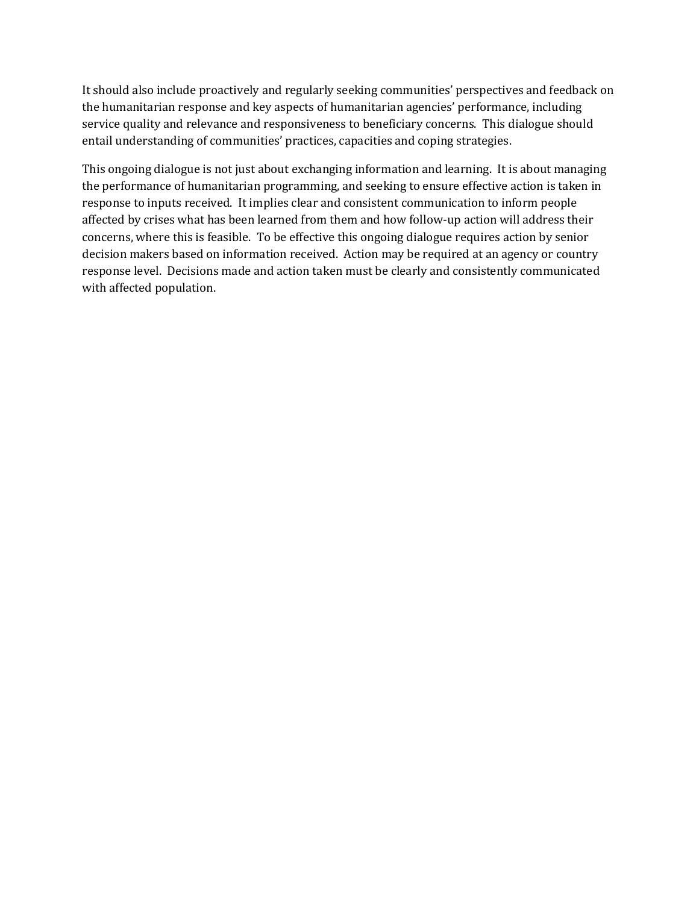It should also include proactively and regularly seeking communities' perspectives and feedback on the humanitarian response and key aspects of humanitarian agencies' performance, including service quality and relevance and responsiveness to beneficiary concerns. This dialogue should entail understanding of communities' practices, capacities and coping strategies.

This ongoing dialogue is not just about exchanging information and learning. It is about managing the performance of humanitarian programming, and seeking to ensure effective action is taken in response to inputs received. It implies clear and consistent communication to inform people affected by crises what has been learned from them and how follow-up action will address their concerns, where this is feasible. To be effective this ongoing dialogue requires action by senior decision makers based on information received. Action may be required at an agency or country response level. Decisions made and action taken must be clearly and consistently communicated with affected population.